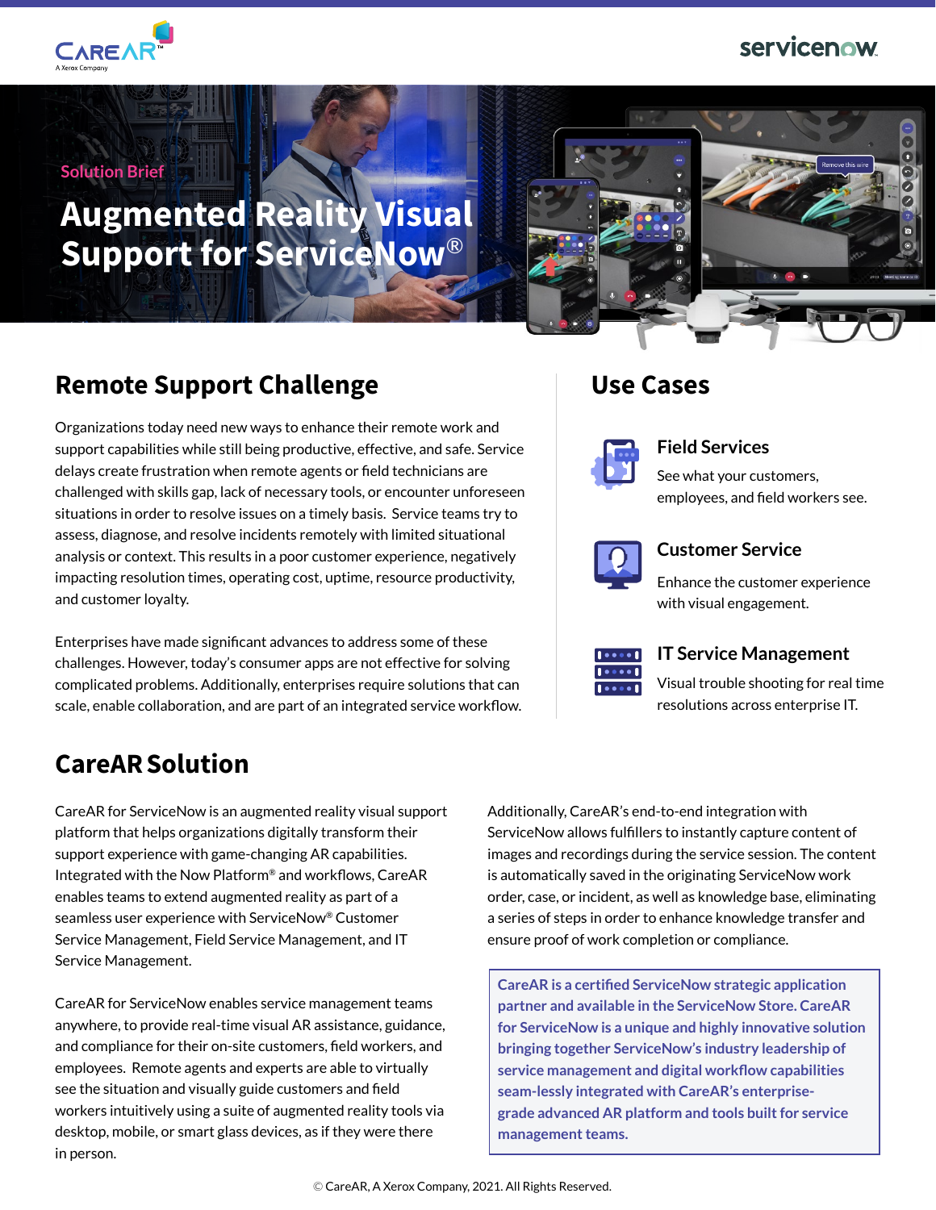Solution Brief

# Augmented Reality Visual Support for ServiceNow®

## Remote Support Challenge

Organizations today need new ways to enhance their remote work and support capabilities while still being productive, effective, and safe. Service delays create frustration when remote agents or field technicians are challenged with skills gap, lack of necessary tools, or encounter unforeseen situations in order to resolve issues on a timely basis. Service teams try to assess, diagnose, and resolve incidents remotely with limited situational analysis or context. This results in a poor customer experience, negatively impacting resolution times, operating cost, uptime, resource productivity, and customer loyalty.

Enterprises have made significant advances to address some of these challenges. However, today's consumer apps are not effective for solving complicated problems. Additionally, enterprises require solutions that can scale, enable collaboration, and are part of an integrated service workflow.

## Use Cases

### Field Services

See what your customers, employees, and field workers see.

### Customer Service

Enhance the customer experience with visual engagement.

### IT Service Management

Visual trouble shooting for real time resolutions across enterprise IT.

## CareAR Solution

CareAR for ServiceNow is an augmented reality visual support platform that helps organizations digitally transform their support experience with game-changing AR capabilities. Integrated with the Now Platform® and workflows, CareAR enables teams to extend augmented reality as part of a seamless user experience with ServiceNow® Customer Service Management, Field Service Management, and IT Service Management.

CareAR for ServiceNow enables service management teams anywhere, to provide real-time visual AR assistance, guidance, and compliance for their on-site customers, field workers, and employees. Remote agents and experts are able to virtually see the situation and visually guide customers and field workers intuitively using a suite of augmented reality tools via desktop, mobile, or smart glass devices, as if they were there in person.

Additionally, CareAR's end-to-end integration with ServiceNow allows fulfillers to instantly capture content of images and recordings during the service session. The content is automatically saved in the originating ServiceNow work order, case, or incident, as well as knowledge base, eliminating a series of steps in order to enhance knowledge transfer and ensure proof of work completion or compliance.

**CareAR is a certified ServiceNow strategic application partner and available in the ServiceNow Store. CareAR for ServiceNow is a unique and highly innovative solution bringing together ServiceNow's industry leadership of service management and digital workflow capabilities seam-lessly integrated with CareAR's enterprise-grade advanced AR platform and tools built for service management teams.**

© CareAR, A Xerox Company, 2021. All Rights Reserved.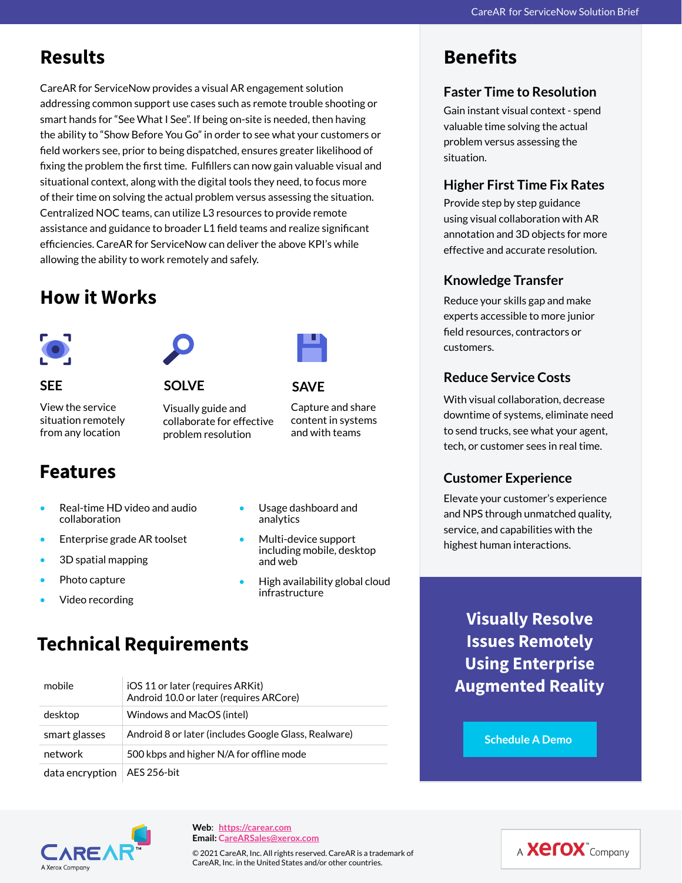## Results

CareAR for ServiceNow provides a visual AR engagement solution addressing common support use cases such as remote trouble shooting or smart hands for "See What I See". If being on-site is needed, then having the ability to "Show Before You Go" in order to see what your customers or field workers see, prior to being dispatched, ensures greater likelihood of fixing the problem the first time. Fulfillers can now gain valuable visual and situational context, along with the digital tools they need, to focus more of their time on solving the actual problem versus assessing the situation. Centralized NOC teams, can utilize L3 resources to provide remote assistance and guidance to broader L1 field teams and realize significant efficiencies. CareAR for ServiceNow can deliver the above KPI's while allowing the ability to work remotely and safely.

## How it Works

### SEE

View the service situation remotely from any location

### SOLVE

Visually guide and collaborate for effective problem resolution

### SAVE

Capture and share content in systems and with teams

## Features

- Real-time HD video and audio collaboration
- Enterprise grade AR toolset
- 3D spatial mapping
- Photo capture
- Video recording
- Usage dashboard and analytics
- Multi-device support including mobile, desktop and web
- High availability global cloud infrastructure

## Technical Requirements

| | |
|---|---|
| mobile | iOS 11 or later (requires ARKit)<br>Android 10.0 or later (requires ARCore) |
| desktop | Windows and MacOS (intel) |
| smart glasses | Android 8 or later (includes Google Glass, Realware) |
| network | 500 kbps and higher N/A for offline mode |
| data encryption | AES 256-bit |

## Benefits

### Faster Time to Resolution

Gain instant visual context - spend valuable time solving the actual problem versus assessing the situation.

### Higher First Time Fix Rates

Provide step by step guidance using visual collaboration with AR annotation and 3D objects for more effective and accurate resolution.

### Knowledge Transfer

Reduce your skills gap and make experts accessible to more junior field resources, contractors or customers.

### Reduce Service Costs

With visual collaboration, decrease downtime of systems, eliminate need to send trucks, see what your agent, tech, or customer sees in real time.

### Customer Experience

Elevate your customer's experience and NPS through unmatched quality, service, and capabilities with the highest human interactions.

**Visually Resolve Issues Remotely Using Enterprise Augmented Reality**

Schedule A Demo

CAREAR™ A Xerox Company

**Web**: https://carear.com
**Email:** CareARSales@xerox.com

© 2021 CareAR, Inc. All rights reserved. CareAR is a trademark of CareAR, Inc. in the United States and/or other countries.

A xerox™ Company